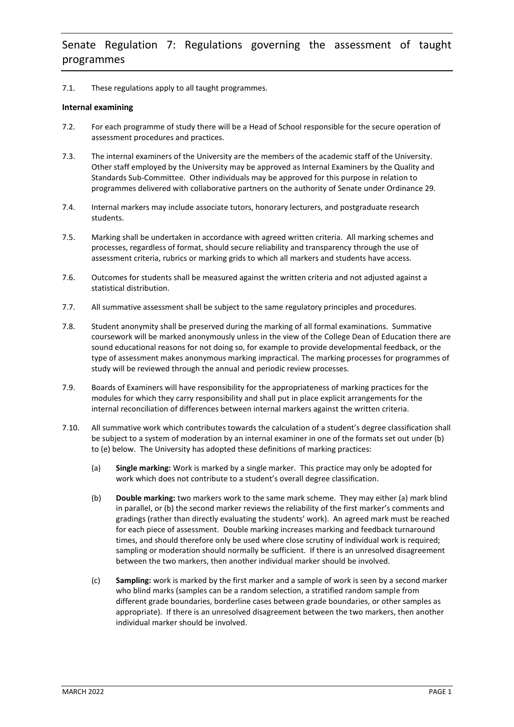# Senate Regulation 7: Regulations governing the assessment of taught programmes

7.1. These regulations apply to all taught programmes.

**Internal examining**

7.2. For each programme of study there will be a Head of School responsible for the secure operation of assessment procedures and practices.

7.3. The internal examiners of the University are the members of the academic staff of the University. Other staff employed by the University may be approved as Internal Examiners by the Quality and Standards Sub-Committee. Other individuals may be approved for this purpose in relation to programmes delivered with collaborative partners on the authority of Senate under Ordinance 29.

7.4. Internal markers may include associate tutors, honorary lecturers, and postgraduate research students.

7.5. Marking shall be undertaken in accordance with agreed written criteria. All marking schemes and processes, regardless of format, should secure reliability and transparency through the use of assessment criteria, rubrics or marking grids to which all markers and students have access.

7.6. Outcomes for students shall be measured against the written criteria and not adjusted against a statistical distribution.

7.7. All summative assessment shall be subject to the same regulatory principles and procedures.

7.8. Student anonymity shall be preserved during the marking of all formal examinations. Summative coursework will be marked anonymously unless in the view of the College Dean of Education there are sound educational reasons for not doing so, for example to provide developmental feedback, or the type of assessment makes anonymous marking impractical. The marking processes for programmes of study will be reviewed through the annual and periodic review processes.

7.9. Boards of Examiners will have responsibility for the appropriateness of marking practices for the modules for which they carry responsibility and shall put in place explicit arrangements for the internal reconciliation of differences between internal markers against the written criteria.

7.10. All summative work which contributes towards the calculation of a student's degree classification shall be subject to a system of moderation by an internal examiner in one of the formats set out under (b) to (e) below. The University has adopted these definitions of marking practices:

(a) **Single marking:** Work is marked by a single marker. This practice may only be adopted for work which does not contribute to a student's overall degree classification.

(b) **Double marking:** two markers work to the same mark scheme. They may either (a) mark blind in parallel, or (b) the second marker reviews the reliability of the first marker's comments and gradings (rather than directly evaluating the students' work). An agreed mark must be reached for each piece of assessment. Double marking increases marking and feedback turnaround times, and should therefore only be used where close scrutiny of individual work is required; sampling or moderation should normally be sufficient. If there is an unresolved disagreement between the two markers, then another individual marker should be involved.

(c) **Sampling:** work is marked by the first marker and a sample of work is seen by a second marker who blind marks (samples can be a random selection, a stratified random sample from different grade boundaries, borderline cases between grade boundaries, or other samples as appropriate). If there is an unresolved disagreement between the two markers, then another individual marker should be involved.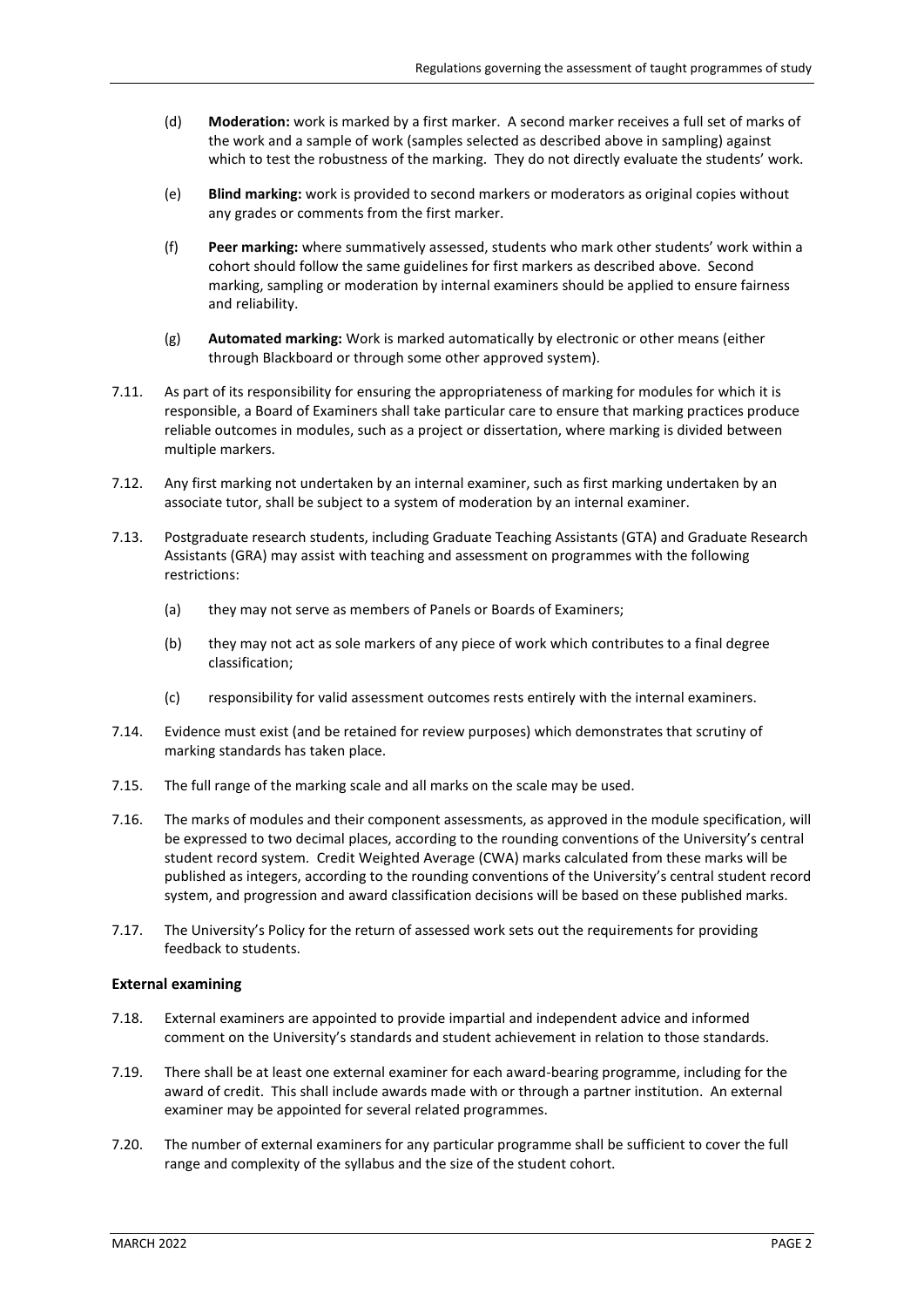(d) **Moderation:** work is marked by a first marker. A second marker receives a full set of marks of the work and a sample of work (samples selected as described above in sampling) against which to test the robustness of the marking. They do not directly evaluate the students' work.

(e) **Blind marking:** work is provided to second markers or moderators as original copies without any grades or comments from the first marker.

(f) **Peer marking:** where summatively assessed, students who mark other students' work within a cohort should follow the same guidelines for first markers as described above. Second marking, sampling or moderation by internal examiners should be applied to ensure fairness and reliability.

(g) **Automated marking:** Work is marked automatically by electronic or other means (either through Blackboard or through some other approved system).

7.11. As part of its responsibility for ensuring the appropriateness of marking for modules for which it is responsible, a Board of Examiners shall take particular care to ensure that marking practices produce reliable outcomes in modules, such as a project or dissertation, where marking is divided between multiple markers.

7.12. Any first marking not undertaken by an internal examiner, such as first marking undertaken by an associate tutor, shall be subject to a system of moderation by an internal examiner.

7.13. Postgraduate research students, including Graduate Teaching Assistants (GTA) and Graduate Research Assistants (GRA) may assist with teaching and assessment on programmes with the following restrictions:

(a) they may not serve as members of Panels or Boards of Examiners;

(b) they may not act as sole markers of any piece of work which contributes to a final degree classification;

(c) responsibility for valid assessment outcomes rests entirely with the internal examiners.

7.14. Evidence must exist (and be retained for review purposes) which demonstrates that scrutiny of marking standards has taken place.

7.15. The full range of the marking scale and all marks on the scale may be used.

7.16. The marks of modules and their component assessments, as approved in the module specification, will be expressed to two decimal places, according to the rounding conventions of the University's central student record system. Credit Weighted Average (CWA) marks calculated from these marks will be published as integers, according to the rounding conventions of the University's central student record system, and progression and award classification decisions will be based on these published marks.

7.17. The University's Policy for the return of assessed work sets out the requirements for providing feedback to students.

### External examining

7.18. External examiners are appointed to provide impartial and independent advice and informed comment on the University's standards and student achievement in relation to those standards.

7.19. There shall be at least one external examiner for each award-bearing programme, including for the award of credit. This shall include awards made with or through a partner institution. An external examiner may be appointed for several related programmes.

7.20. The number of external examiners for any particular programme shall be sufficient to cover the full range and complexity of the syllabus and the size of the student cohort.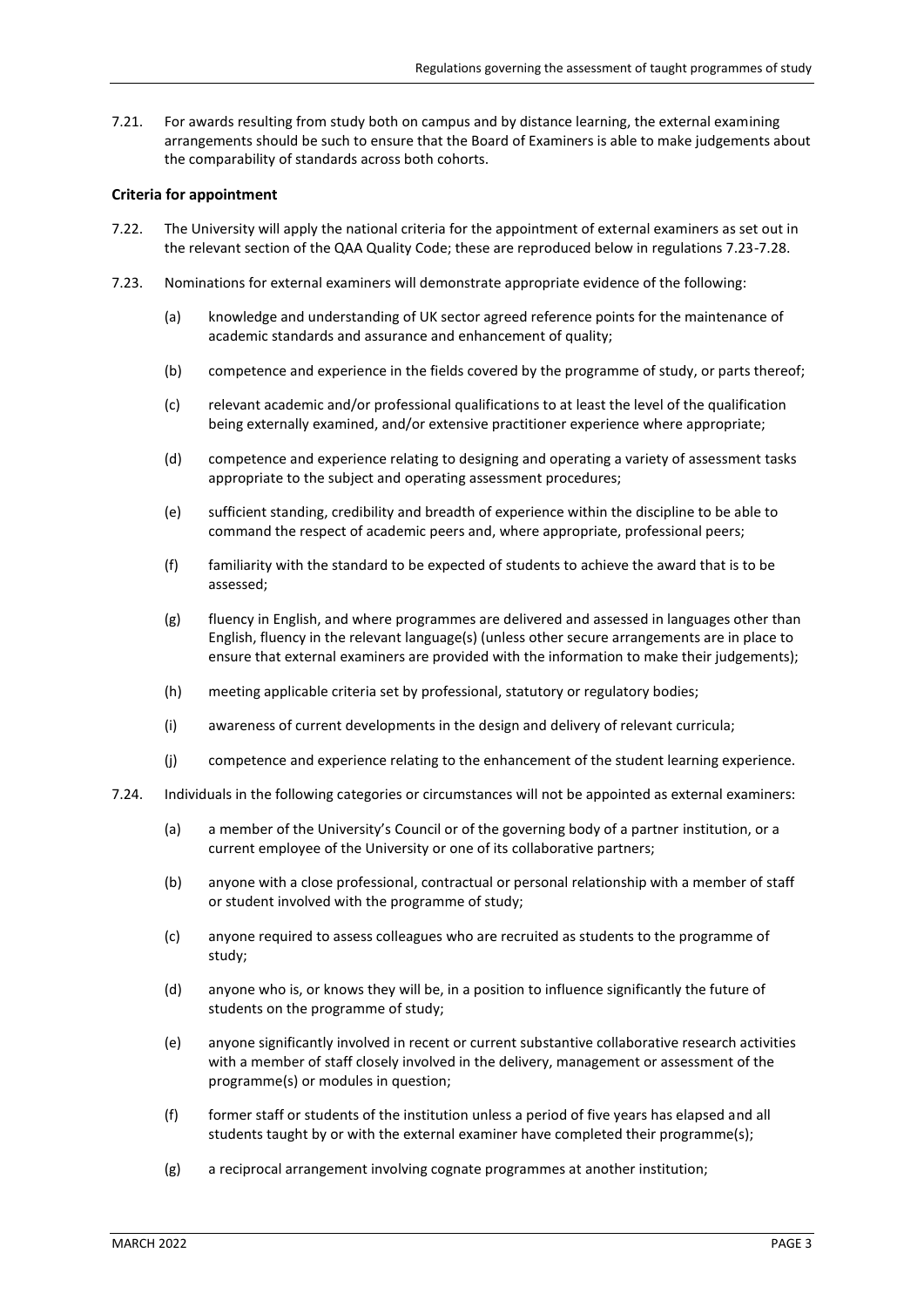7.21. For awards resulting from study both on campus and by distance learning, the external examining arrangements should be such to ensure that the Board of Examiners is able to make judgements about the comparability of standards across both cohorts.

**Criteria for appointment**

7.22. The University will apply the national criteria for the appointment of external examiners as set out in the relevant section of the QAA Quality Code; these are reproduced below in regulations 7.23-7.28.

7.23. Nominations for external examiners will demonstrate appropriate evidence of the following:

(a) knowledge and understanding of UK sector agreed reference points for the maintenance of academic standards and assurance and enhancement of quality;

(b) competence and experience in the fields covered by the programme of study, or parts thereof;

(c) relevant academic and/or professional qualifications to at least the level of the qualification being externally examined, and/or extensive practitioner experience where appropriate;

(d) competence and experience relating to designing and operating a variety of assessment tasks appropriate to the subject and operating assessment procedures;

(e) sufficient standing, credibility and breadth of experience within the discipline to be able to command the respect of academic peers and, where appropriate, professional peers;

(f) familiarity with the standard to be expected of students to achieve the award that is to be assessed;

(g) fluency in English, and where programmes are delivered and assessed in languages other than English, fluency in the relevant language(s) (unless other secure arrangements are in place to ensure that external examiners are provided with the information to make their judgements);

(h) meeting applicable criteria set by professional, statutory or regulatory bodies;

(i) awareness of current developments in the design and delivery of relevant curricula;

(j) competence and experience relating to the enhancement of the student learning experience.

7.24. Individuals in the following categories or circumstances will not be appointed as external examiners:

(a) a member of the University's Council or of the governing body of a partner institution, or a current employee of the University or one of its collaborative partners;

(b) anyone with a close professional, contractual or personal relationship with a member of staff or student involved with the programme of study;

(c) anyone required to assess colleagues who are recruited as students to the programme of study;

(d) anyone who is, or knows they will be, in a position to influence significantly the future of students on the programme of study;

(e) anyone significantly involved in recent or current substantive collaborative research activities with a member of staff closely involved in the delivery, management or assessment of the programme(s) or modules in question;

(f) former staff or students of the institution unless a period of five years has elapsed and all students taught by or with the external examiner have completed their programme(s);

(g) a reciprocal arrangement involving cognate programmes at another institution;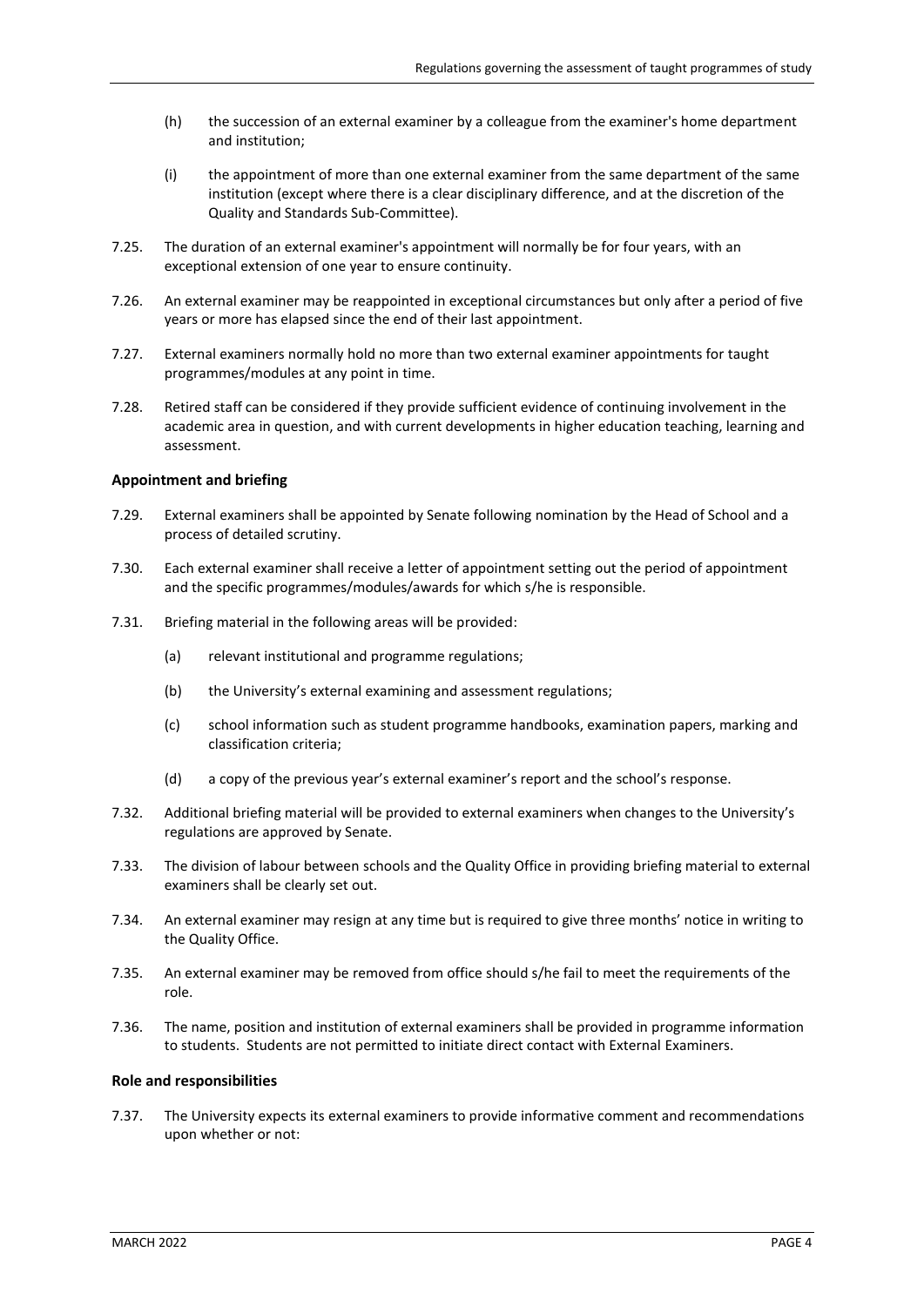(h) the succession of an external examiner by a colleague from the examiner's home department and institution;

(i) the appointment of more than one external examiner from the same department of the same institution (except where there is a clear disciplinary difference, and at the discretion of the Quality and Standards Sub-Committee).

7.25. The duration of an external examiner's appointment will normally be for four years, with an exceptional extension of one year to ensure continuity.

7.26. An external examiner may be reappointed in exceptional circumstances but only after a period of five years or more has elapsed since the end of their last appointment.

7.27. External examiners normally hold no more than two external examiner appointments for taught programmes/modules at any point in time.

7.28. Retired staff can be considered if they provide sufficient evidence of continuing involvement in the academic area in question, and with current developments in higher education teaching, learning and assessment.

**Appointment and briefing**

7.29. External examiners shall be appointed by Senate following nomination by the Head of School and a process of detailed scrutiny.

7.30. Each external examiner shall receive a letter of appointment setting out the period of appointment and the specific programmes/modules/awards for which s/he is responsible.

7.31. Briefing material in the following areas will be provided:

(a) relevant institutional and programme regulations;

(b) the University's external examining and assessment regulations;

(c) school information such as student programme handbooks, examination papers, marking and classification criteria;

(d) a copy of the previous year's external examiner's report and the school's response.

7.32. Additional briefing material will be provided to external examiners when changes to the University's regulations are approved by Senate.

7.33. The division of labour between schools and the Quality Office in providing briefing material to external examiners shall be clearly set out.

7.34. An external examiner may resign at any time but is required to give three months' notice in writing to the Quality Office.

7.35. An external examiner may be removed from office should s/he fail to meet the requirements of the role.

7.36. The name, position and institution of external examiners shall be provided in programme information to students. Students are not permitted to initiate direct contact with External Examiners.

**Role and responsibilities**

7.37. The University expects its external examiners to provide informative comment and recommendations upon whether or not: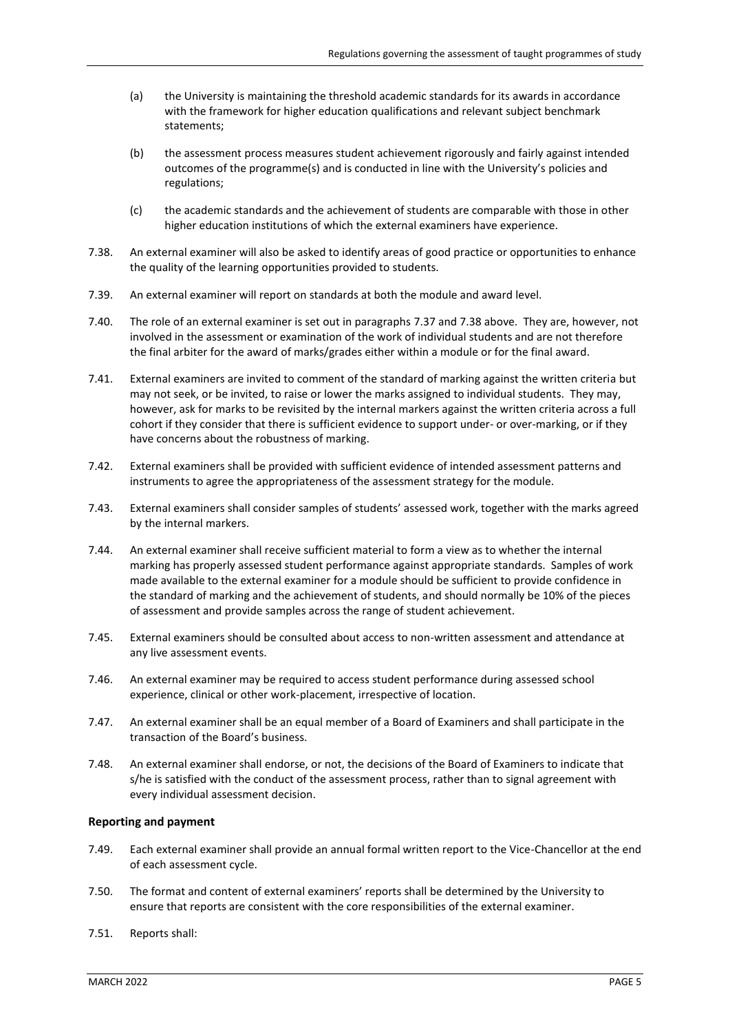(a) the University is maintaining the threshold academic standards for its awards in accordance with the framework for higher education qualifications and relevant subject benchmark statements;

(b) the assessment process measures student achievement rigorously and fairly against intended outcomes of the programme(s) and is conducted in line with the University's policies and regulations;

(c) the academic standards and the achievement of students are comparable with those in other higher education institutions of which the external examiners have experience.

7.38. An external examiner will also be asked to identify areas of good practice or opportunities to enhance the quality of the learning opportunities provided to students.

7.39. An external examiner will report on standards at both the module and award level.

7.40. The role of an external examiner is set out in paragraphs 7.37 and 7.38 above. They are, however, not involved in the assessment or examination of the work of individual students and are not therefore the final arbiter for the award of marks/grades either within a module or for the final award.

7.41. External examiners are invited to comment of the standard of marking against the written criteria but may not seek, or be invited, to raise or lower the marks assigned to individual students. They may, however, ask for marks to be revisited by the internal markers against the written criteria across a full cohort if they consider that there is sufficient evidence to support under- or over-marking, or if they have concerns about the robustness of marking.

7.42. External examiners shall be provided with sufficient evidence of intended assessment patterns and instruments to agree the appropriateness of the assessment strategy for the module.

7.43. External examiners shall consider samples of students' assessed work, together with the marks agreed by the internal markers.

7.44. An external examiner shall receive sufficient material to form a view as to whether the internal marking has properly assessed student performance against appropriate standards. Samples of work made available to the external examiner for a module should be sufficient to provide confidence in the standard of marking and the achievement of students, and should normally be 10% of the pieces of assessment and provide samples across the range of student achievement.

7.45. External examiners should be consulted about access to non-written assessment and attendance at any live assessment events.

7.46. An external examiner may be required to access student performance during assessed school experience, clinical or other work-placement, irrespective of location.

7.47. An external examiner shall be an equal member of a Board of Examiners and shall participate in the transaction of the Board's business.

7.48. An external examiner shall endorse, or not, the decisions of the Board of Examiners to indicate that s/he is satisfied with the conduct of the assessment process, rather than to signal agreement with every individual assessment decision.

**Reporting and payment**

7.49. Each external examiner shall provide an annual formal written report to the Vice-Chancellor at the end of each assessment cycle.

7.50. The format and content of external examiners' reports shall be determined by the University to ensure that reports are consistent with the core responsibilities of the external examiner.

7.51. Reports shall: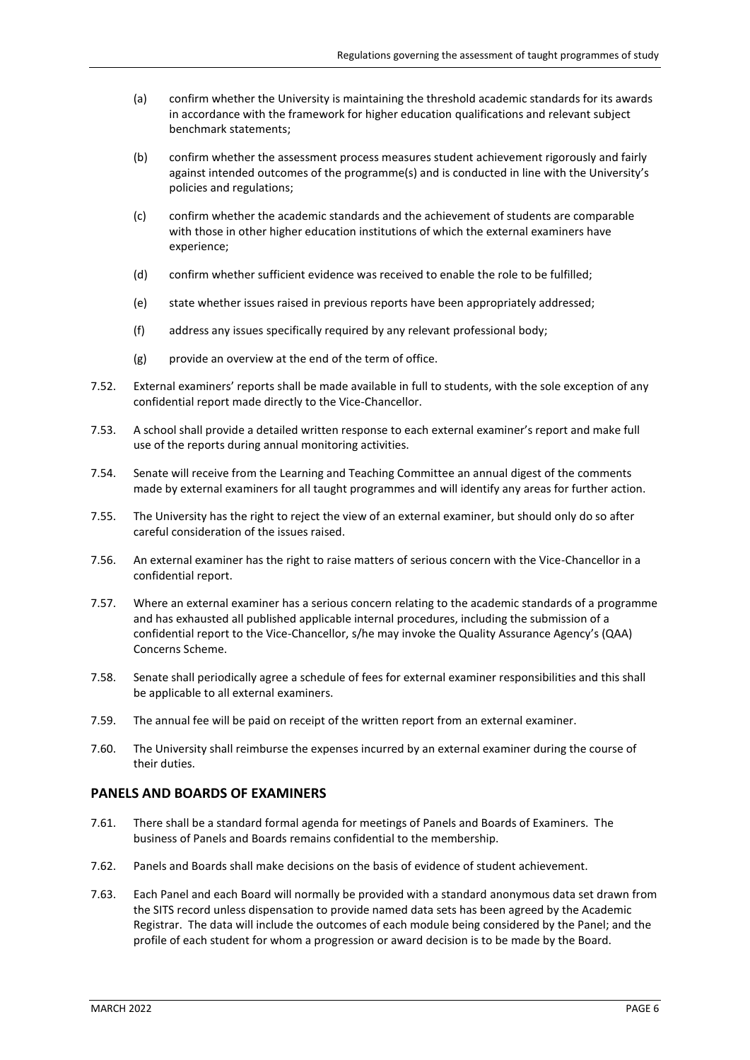(a) confirm whether the University is maintaining the threshold academic standards for its awards in accordance with the framework for higher education qualifications and relevant subject benchmark statements;

(b) confirm whether the assessment process measures student achievement rigorously and fairly against intended outcomes of the programme(s) and is conducted in line with the University's policies and regulations;

(c) confirm whether the academic standards and the achievement of students are comparable with those in other higher education institutions of which the external examiners have experience;

(d) confirm whether sufficient evidence was received to enable the role to be fulfilled;

(e) state whether issues raised in previous reports have been appropriately addressed;

(f) address any issues specifically required by any relevant professional body;

(g) provide an overview at the end of the term of office.

7.52. External examiners' reports shall be made available in full to students, with the sole exception of any confidential report made directly to the Vice-Chancellor.

7.53. A school shall provide a detailed written response to each external examiner's report and make full use of the reports during annual monitoring activities.

7.54. Senate will receive from the Learning and Teaching Committee an annual digest of the comments made by external examiners for all taught programmes and will identify any areas for further action.

7.55. The University has the right to reject the view of an external examiner, but should only do so after careful consideration of the issues raised.

7.56. An external examiner has the right to raise matters of serious concern with the Vice-Chancellor in a confidential report.

7.57. Where an external examiner has a serious concern relating to the academic standards of a programme and has exhausted all published applicable internal procedures, including the submission of a confidential report to the Vice-Chancellor, s/he may invoke the Quality Assurance Agency's (QAA) Concerns Scheme.

7.58. Senate shall periodically agree a schedule of fees for external examiner responsibilities and this shall be applicable to all external examiners.

7.59. The annual fee will be paid on receipt of the written report from an external examiner.

7.60. The University shall reimburse the expenses incurred by an external examiner during the course of their duties.

## PANELS AND BOARDS OF EXAMINERS

7.61. There shall be a standard formal agenda for meetings of Panels and Boards of Examiners. The business of Panels and Boards remains confidential to the membership.

7.62. Panels and Boards shall make decisions on the basis of evidence of student achievement.

7.63. Each Panel and each Board will normally be provided with a standard anonymous data set drawn from the SITS record unless dispensation to provide named data sets has been agreed by the Academic Registrar. The data will include the outcomes of each module being considered by the Panel; and the profile of each student for whom a progression or award decision is to be made by the Board.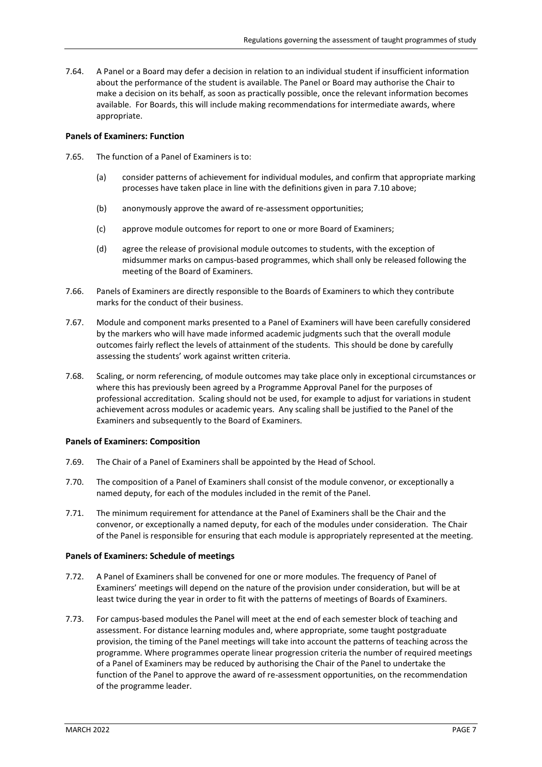7.64. A Panel or a Board may defer a decision in relation to an individual student if insufficient information about the performance of the student is available. The Panel or Board may authorise the Chair to make a decision on its behalf, as soon as practically possible, once the relevant information becomes available. For Boards, this will include making recommendations for intermediate awards, where appropriate.

**Panels of Examiners: Function**

7.65. The function of a Panel of Examiners is to:

(a) consider patterns of achievement for individual modules, and confirm that appropriate marking processes have taken place in line with the definitions given in para 7.10 above;

(b) anonymously approve the award of re-assessment opportunities;

(c) approve module outcomes for report to one or more Board of Examiners;

(d) agree the release of provisional module outcomes to students, with the exception of midsummer marks on campus-based programmes, which shall only be released following the meeting of the Board of Examiners.

7.66. Panels of Examiners are directly responsible to the Boards of Examiners to which they contribute marks for the conduct of their business.

7.67. Module and component marks presented to a Panel of Examiners will have been carefully considered by the markers who will have made informed academic judgments such that the overall module outcomes fairly reflect the levels of attainment of the students. This should be done by carefully assessing the students' work against written criteria.

7.68. Scaling, or norm referencing, of module outcomes may take place only in exceptional circumstances or where this has previously been agreed by a Programme Approval Panel for the purposes of professional accreditation. Scaling should not be used, for example to adjust for variations in student achievement across modules or academic years. Any scaling shall be justified to the Panel of the Examiners and subsequently to the Board of Examiners.

**Panels of Examiners: Composition**

7.69. The Chair of a Panel of Examiners shall be appointed by the Head of School.

7.70. The composition of a Panel of Examiners shall consist of the module convenor, or exceptionally a named deputy, for each of the modules included in the remit of the Panel.

7.71. The minimum requirement for attendance at the Panel of Examiners shall be the Chair and the convenor, or exceptionally a named deputy, for each of the modules under consideration. The Chair of the Panel is responsible for ensuring that each module is appropriately represented at the meeting.

**Panels of Examiners: Schedule of meetings**

7.72. A Panel of Examiners shall be convened for one or more modules. The frequency of Panel of Examiners' meetings will depend on the nature of the provision under consideration, but will be at least twice during the year in order to fit with the patterns of meetings of Boards of Examiners.

7.73. For campus-based modules the Panel will meet at the end of each semester block of teaching and assessment. For distance learning modules and, where appropriate, some taught postgraduate provision, the timing of the Panel meetings will take into account the patterns of teaching across the programme. Where programmes operate linear progression criteria the number of required meetings of a Panel of Examiners may be reduced by authorising the Chair of the Panel to undertake the function of the Panel to approve the award of re-assessment opportunities, on the recommendation of the programme leader.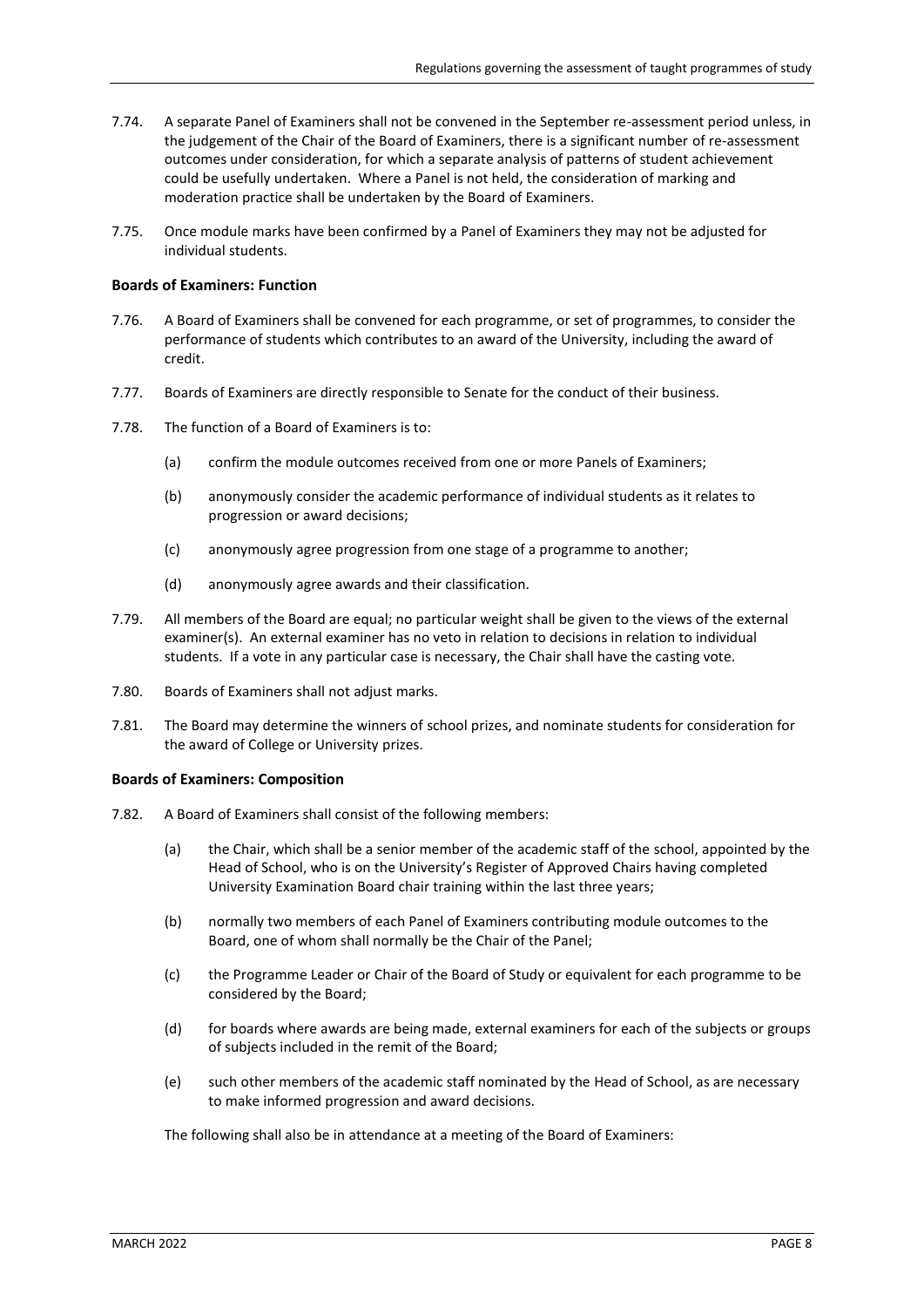7.74. A separate Panel of Examiners shall not be convened in the September re-assessment period unless, in the judgement of the Chair of the Board of Examiners, there is a significant number of re-assessment outcomes under consideration, for which a separate analysis of patterns of student achievement could be usefully undertaken. Where a Panel is not held, the consideration of marking and moderation practice shall be undertaken by the Board of Examiners.

7.75. Once module marks have been confirmed by a Panel of Examiners they may not be adjusted for individual students.

**Boards of Examiners: Function**

7.76. A Board of Examiners shall be convened for each programme, or set of programmes, to consider the performance of students which contributes to an award of the University, including the award of credit.

7.77. Boards of Examiners are directly responsible to Senate for the conduct of their business.

7.78. The function of a Board of Examiners is to:

(a) confirm the module outcomes received from one or more Panels of Examiners;

(b) anonymously consider the academic performance of individual students as it relates to progression or award decisions;

(c) anonymously agree progression from one stage of a programme to another;

(d) anonymously agree awards and their classification.

7.79. All members of the Board are equal; no particular weight shall be given to the views of the external examiner(s). An external examiner has no veto in relation to decisions in relation to individual students. If a vote in any particular case is necessary, the Chair shall have the casting vote.

7.80. Boards of Examiners shall not adjust marks.

7.81. The Board may determine the winners of school prizes, and nominate students for consideration for the award of College or University prizes.

**Boards of Examiners: Composition**

7.82. A Board of Examiners shall consist of the following members:

(a) the Chair, which shall be a senior member of the academic staff of the school, appointed by the Head of School, who is on the University's Register of Approved Chairs having completed University Examination Board chair training within the last three years;

(b) normally two members of each Panel of Examiners contributing module outcomes to the Board, one of whom shall normally be the Chair of the Panel;

(c) the Programme Leader or Chair of the Board of Study or equivalent for each programme to be considered by the Board;

(d) for boards where awards are being made, external examiners for each of the subjects or groups of subjects included in the remit of the Board;

(e) such other members of the academic staff nominated by the Head of School, as are necessary to make informed progression and award decisions.

The following shall also be in attendance at a meeting of the Board of Examiners: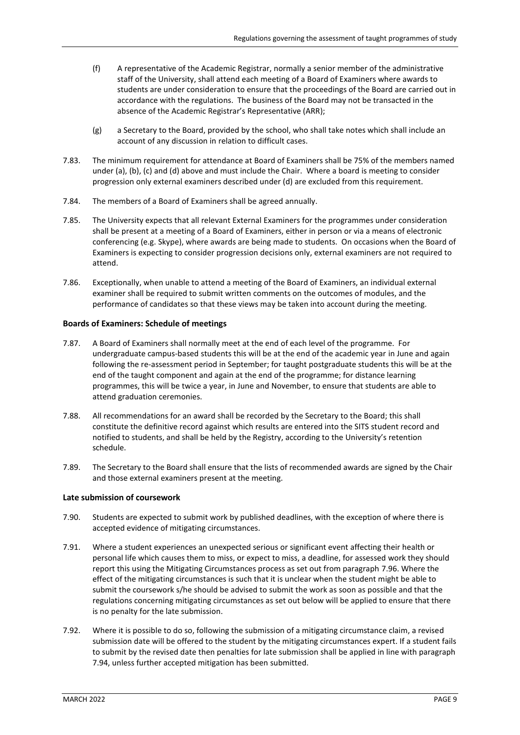(f) A representative of the Academic Registrar, normally a senior member of the administrative staff of the University, shall attend each meeting of a Board of Examiners where awards to students are under consideration to ensure that the proceedings of the Board are carried out in accordance with the regulations. The business of the Board may not be transacted in the absence of the Academic Registrar's Representative (ARR);

(g) a Secretary to the Board, provided by the school, who shall take notes which shall include an account of any discussion in relation to difficult cases.

7.83. The minimum requirement for attendance at Board of Examiners shall be 75% of the members named under (a), (b), (c) and (d) above and must include the Chair. Where a board is meeting to consider progression only external examiners described under (d) are excluded from this requirement.

7.84. The members of a Board of Examiners shall be agreed annually.

7.85. The University expects that all relevant External Examiners for the programmes under consideration shall be present at a meeting of a Board of Examiners, either in person or via a means of electronic conferencing (e.g. Skype), where awards are being made to students. On occasions when the Board of Examiners is expecting to consider progression decisions only, external examiners are not required to attend.

7.86. Exceptionally, when unable to attend a meeting of the Board of Examiners, an individual external examiner shall be required to submit written comments on the outcomes of modules, and the performance of candidates so that these views may be taken into account during the meeting.

**Boards of Examiners: Schedule of meetings**

7.87. A Board of Examiners shall normally meet at the end of each level of the programme. For undergraduate campus-based students this will be at the end of the academic year in June and again following the re-assessment period in September; for taught postgraduate students this will be at the end of the taught component and again at the end of the programme; for distance learning programmes, this will be twice a year, in June and November, to ensure that students are able to attend graduation ceremonies.

7.88. All recommendations for an award shall be recorded by the Secretary to the Board; this shall constitute the definitive record against which results are entered into the SITS student record and notified to students, and shall be held by the Registry, according to the University's retention schedule.

7.89. The Secretary to the Board shall ensure that the lists of recommended awards are signed by the Chair and those external examiners present at the meeting.

**Late submission of coursework**

7.90. Students are expected to submit work by published deadlines, with the exception of where there is accepted evidence of mitigating circumstances.

7.91. Where a student experiences an unexpected serious or significant event affecting their health or personal life which causes them to miss, or expect to miss, a deadline, for assessed work they should report this using the Mitigating Circumstances process as set out from paragraph 7.96. Where the effect of the mitigating circumstances is such that it is unclear when the student might be able to submit the coursework s/he should be advised to submit the work as soon as possible and that the regulations concerning mitigating circumstances as set out below will be applied to ensure that there is no penalty for the late submission.

7.92. Where it is possible to do so, following the submission of a mitigating circumstance claim, a revised submission date will be offered to the student by the mitigating circumstances expert. If a student fails to submit by the revised date then penalties for late submission shall be applied in line with paragraph 7.94, unless further accepted mitigation has been submitted.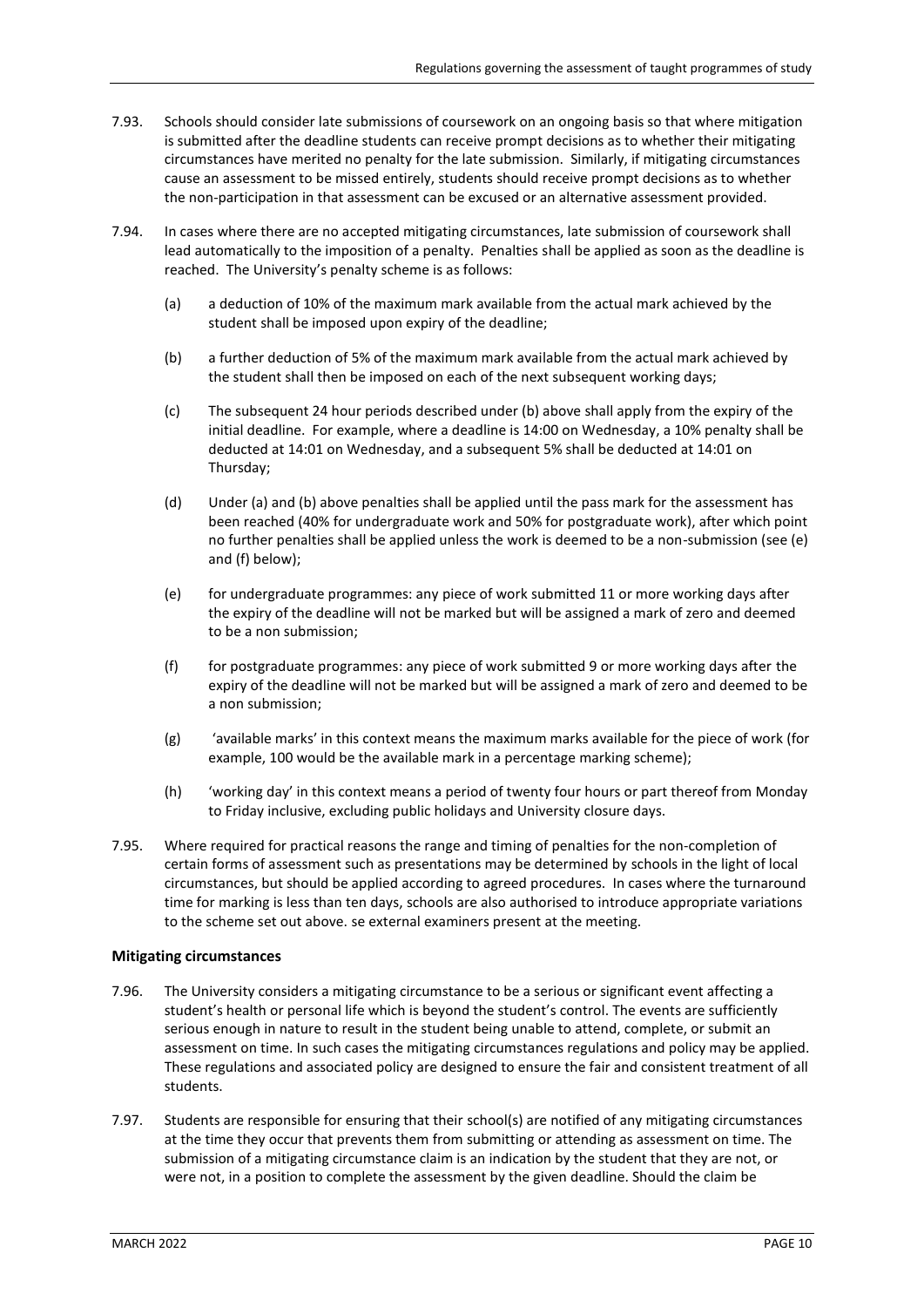7.93. Schools should consider late submissions of coursework on an ongoing basis so that where mitigation is submitted after the deadline students can receive prompt decisions as to whether their mitigating circumstances have merited no penalty for the late submission. Similarly, if mitigating circumstances cause an assessment to be missed entirely, students should receive prompt decisions as to whether the non-participation in that assessment can be excused or an alternative assessment provided.

7.94. In cases where there are no accepted mitigating circumstances, late submission of coursework shall lead automatically to the imposition of a penalty. Penalties shall be applied as soon as the deadline is reached. The University's penalty scheme is as follows:

(a) a deduction of 10% of the maximum mark available from the actual mark achieved by the student shall be imposed upon expiry of the deadline;

(b) a further deduction of 5% of the maximum mark available from the actual mark achieved by the student shall then be imposed on each of the next subsequent working days;

(c) The subsequent 24 hour periods described under (b) above shall apply from the expiry of the initial deadline. For example, where a deadline is 14:00 on Wednesday, a 10% penalty shall be deducted at 14:01 on Wednesday, and a subsequent 5% shall be deducted at 14:01 on Thursday;

(d) Under (a) and (b) above penalties shall be applied until the pass mark for the assessment has been reached (40% for undergraduate work and 50% for postgraduate work), after which point no further penalties shall be applied unless the work is deemed to be a non-submission (see (e) and (f) below);

(e) for undergraduate programmes: any piece of work submitted 11 or more working days after the expiry of the deadline will not be marked but will be assigned a mark of zero and deemed to be a non submission;

(f) for postgraduate programmes: any piece of work submitted 9 or more working days after the expiry of the deadline will not be marked but will be assigned a mark of zero and deemed to be a non submission;

(g) 'available marks' in this context means the maximum marks available for the piece of work (for example, 100 would be the available mark in a percentage marking scheme);

(h) 'working day' in this context means a period of twenty four hours or part thereof from Monday to Friday inclusive, excluding public holidays and University closure days.

7.95. Where required for practical reasons the range and timing of penalties for the non-completion of certain forms of assessment such as presentations may be determined by schools in the light of local circumstances, but should be applied according to agreed procedures. In cases where the turnaround time for marking is less than ten days, schools are also authorised to introduce appropriate variations to the scheme set out above. se external examiners present at the meeting.

**Mitigating circumstances**

7.96. The University considers a mitigating circumstance to be a serious or significant event affecting a student's health or personal life which is beyond the student's control. The events are sufficiently serious enough in nature to result in the student being unable to attend, complete, or submit an assessment on time. In such cases the mitigating circumstances regulations and policy may be applied. These regulations and associated policy are designed to ensure the fair and consistent treatment of all students.

7.97. Students are responsible for ensuring that their school(s) are notified of any mitigating circumstances at the time they occur that prevents them from submitting or attending as assessment on time. The submission of a mitigating circumstance claim is an indication by the student that they are not, or were not, in a position to complete the assessment by the given deadline. Should the claim be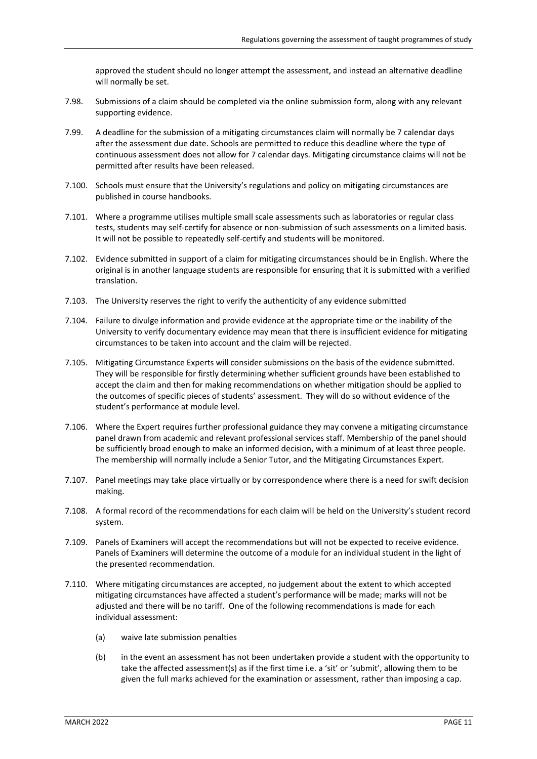approved the student should no longer attempt the assessment, and instead an alternative deadline will normally be set.

7.98. Submissions of a claim should be completed via the online submission form, along with any relevant supporting evidence.

7.99. A deadline for the submission of a mitigating circumstances claim will normally be 7 calendar days after the assessment due date. Schools are permitted to reduce this deadline where the type of continuous assessment does not allow for 7 calendar days. Mitigating circumstance claims will not be permitted after results have been released.

7.100. Schools must ensure that the University's regulations and policy on mitigating circumstances are published in course handbooks.

7.101. Where a programme utilises multiple small scale assessments such as laboratories or regular class tests, students may self-certify for absence or non-submission of such assessments on a limited basis. It will not be possible to repeatedly self-certify and students will be monitored.

7.102. Evidence submitted in support of a claim for mitigating circumstances should be in English. Where the original is in another language students are responsible for ensuring that it is submitted with a verified translation.

7.103. The University reserves the right to verify the authenticity of any evidence submitted

7.104. Failure to divulge information and provide evidence at the appropriate time or the inability of the University to verify documentary evidence may mean that there is insufficient evidence for mitigating circumstances to be taken into account and the claim will be rejected.

7.105. Mitigating Circumstance Experts will consider submissions on the basis of the evidence submitted. They will be responsible for firstly determining whether sufficient grounds have been established to accept the claim and then for making recommendations on whether mitigation should be applied to the outcomes of specific pieces of students' assessment. They will do so without evidence of the student's performance at module level.

7.106. Where the Expert requires further professional guidance they may convene a mitigating circumstance panel drawn from academic and relevant professional services staff. Membership of the panel should be sufficiently broad enough to make an informed decision, with a minimum of at least three people. The membership will normally include a Senior Tutor, and the Mitigating Circumstances Expert.

7.107. Panel meetings may take place virtually or by correspondence where there is a need for swift decision making.

7.108. A formal record of the recommendations for each claim will be held on the University's student record system.

7.109. Panels of Examiners will accept the recommendations but will not be expected to receive evidence. Panels of Examiners will determine the outcome of a module for an individual student in the light of the presented recommendation.

7.110. Where mitigating circumstances are accepted, no judgement about the extent to which accepted mitigating circumstances have affected a student's performance will be made; marks will not be adjusted and there will be no tariff. One of the following recommendations is made for each individual assessment:

(a) waive late submission penalties

(b) in the event an assessment has not been undertaken provide a student with the opportunity to take the affected assessment(s) as if the first time i.e. a 'sit' or 'submit', allowing them to be given the full marks achieved for the examination or assessment, rather than imposing a cap.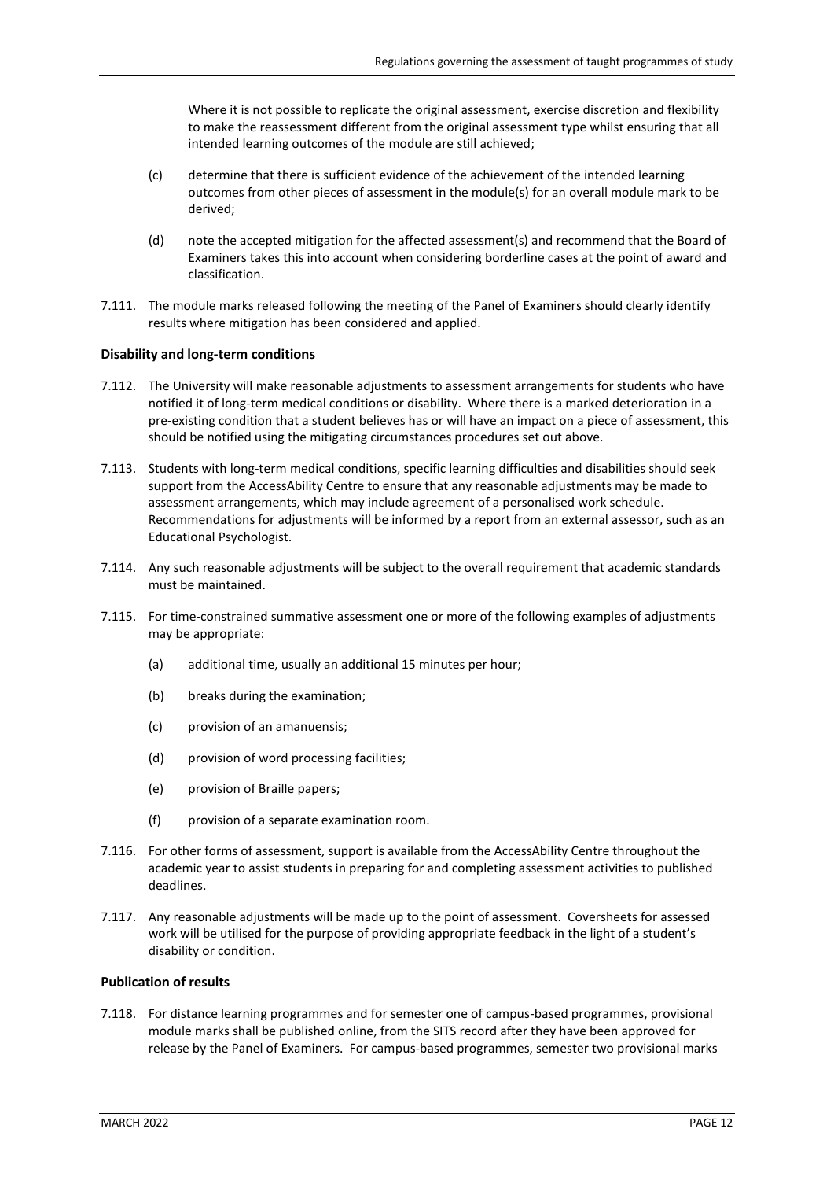Where it is not possible to replicate the original assessment, exercise discretion and flexibility to make the reassessment different from the original assessment type whilst ensuring that all intended learning outcomes of the module are still achieved;

(c) determine that there is sufficient evidence of the achievement of the intended learning outcomes from other pieces of assessment in the module(s) for an overall module mark to be derived;

(d) note the accepted mitigation for the affected assessment(s) and recommend that the Board of Examiners takes this into account when considering borderline cases at the point of award and classification.

7.111. The module marks released following the meeting of the Panel of Examiners should clearly identify results where mitigation has been considered and applied.

**Disability and long-term conditions**

7.112. The University will make reasonable adjustments to assessment arrangements for students who have notified it of long-term medical conditions or disability. Where there is a marked deterioration in a pre-existing condition that a student believes has or will have an impact on a piece of assessment, this should be notified using the mitigating circumstances procedures set out above.

7.113. Students with long-term medical conditions, specific learning difficulties and disabilities should seek support from the AccessAbility Centre to ensure that any reasonable adjustments may be made to assessment arrangements, which may include agreement of a personalised work schedule. Recommendations for adjustments will be informed by a report from an external assessor, such as an Educational Psychologist.

7.114. Any such reasonable adjustments will be subject to the overall requirement that academic standards must be maintained.

7.115. For time-constrained summative assessment one or more of the following examples of adjustments may be appropriate:

(a) additional time, usually an additional 15 minutes per hour;

(b) breaks during the examination;

(c) provision of an amanuensis;

(d) provision of word processing facilities;

(e) provision of Braille papers;

(f) provision of a separate examination room.

7.116. For other forms of assessment, support is available from the AccessAbility Centre throughout the academic year to assist students in preparing for and completing assessment activities to published deadlines.

7.117. Any reasonable adjustments will be made up to the point of assessment. Coversheets for assessed work will be utilised for the purpose of providing appropriate feedback in the light of a student's disability or condition.

**Publication of results**

7.118. For distance learning programmes and for semester one of campus-based programmes, provisional module marks shall be published online, from the SITS record after they have been approved for release by the Panel of Examiners. For campus-based programmes, semester two provisional marks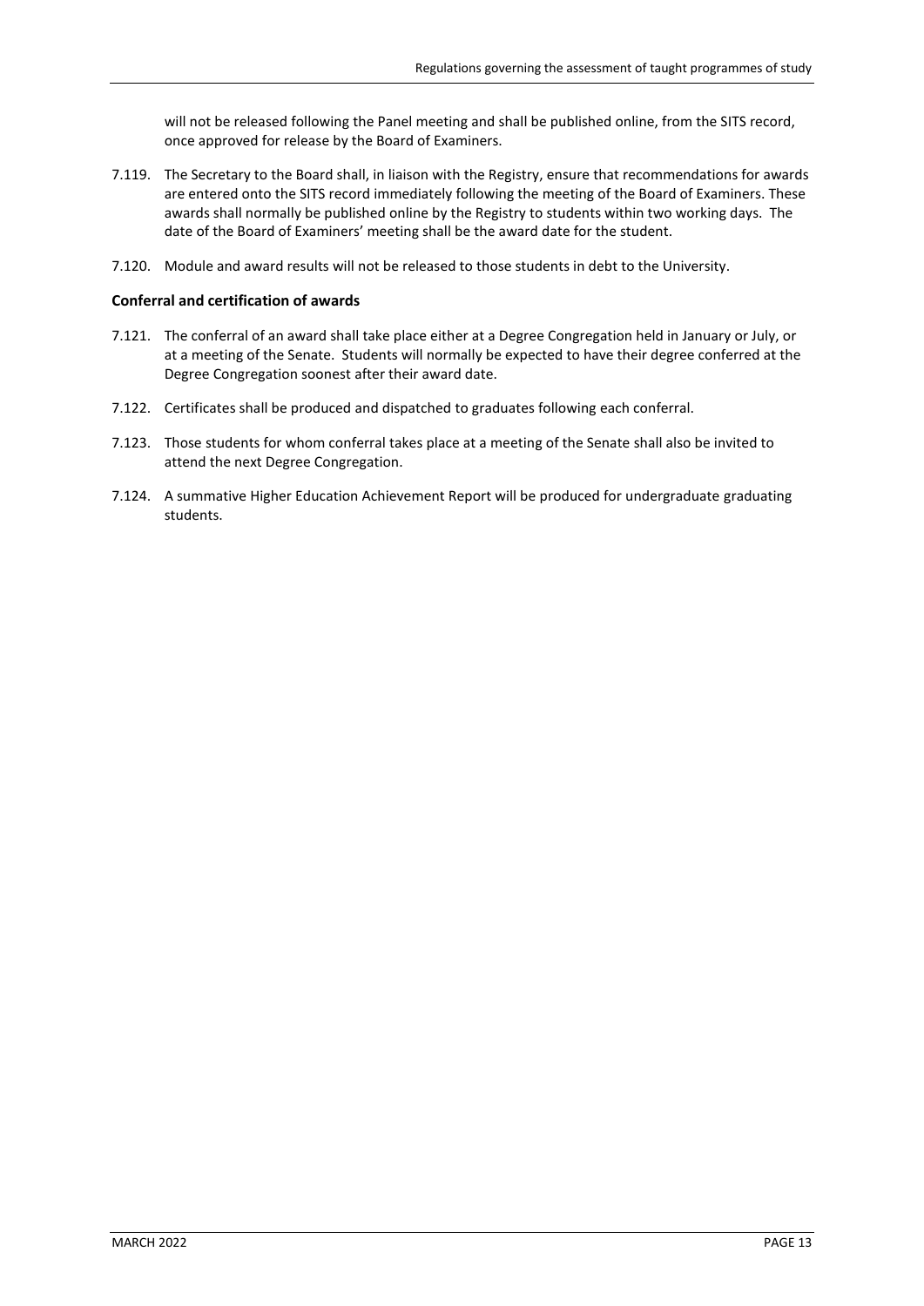will not be released following the Panel meeting and shall be published online, from the SITS record, once approved for release by the Board of Examiners.

7.119. The Secretary to the Board shall, in liaison with the Registry, ensure that recommendations for awards are entered onto the SITS record immediately following the meeting of the Board of Examiners. These awards shall normally be published online by the Registry to students within two working days. The date of the Board of Examiners' meeting shall be the award date for the student.

7.120. Module and award results will not be released to those students in debt to the University.

**Conferral and certification of awards**

7.121. The conferral of an award shall take place either at a Degree Congregation held in January or July, or at a meeting of the Senate. Students will normally be expected to have their degree conferred at the Degree Congregation soonest after their award date.

7.122. Certificates shall be produced and dispatched to graduates following each conferral.

7.123. Those students for whom conferral takes place at a meeting of the Senate shall also be invited to attend the next Degree Congregation.

7.124. A summative Higher Education Achievement Report will be produced for undergraduate graduating students.